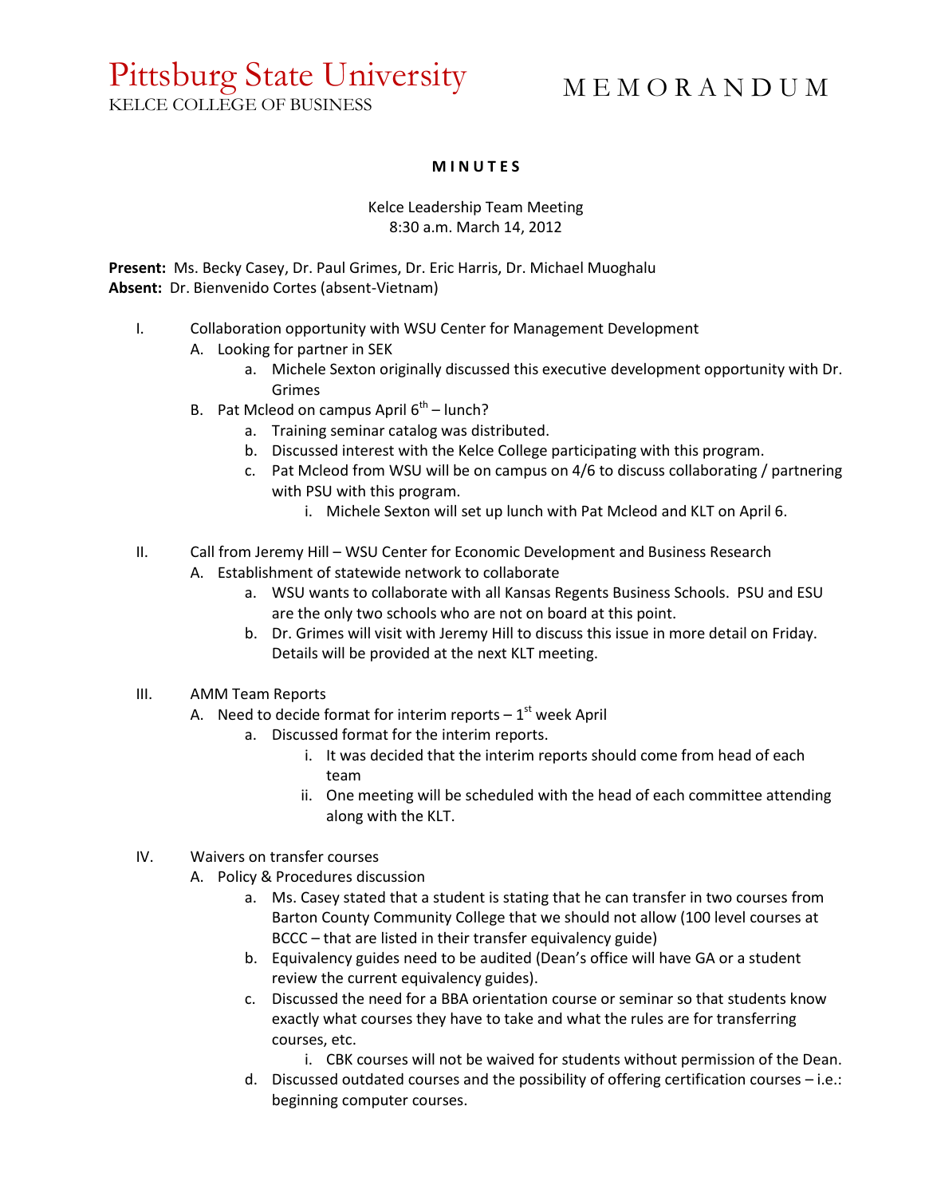# Pittsburg State University
KELCE COLLEGE OF BUSINESS

# M E M O R A N D U M

**M I N U T E S**

Kelce Leadership Team Meeting
8:30 a.m. March 14, 2012

**Present:** Ms. Becky Casey, Dr. Paul Grimes, Dr. Eric Harris, Dr. Michael Muoghalu
**Absent:** Dr. Bienvenido Cortes (absent-Vietnam)

I. Collaboration opportunity with WSU Center for Management Development
   A. Looking for partner in SEK
      a. Michele Sexton originally discussed this executive development opportunity with Dr. Grimes
   B. Pat Mcleod on campus April 6th – lunch?
      a. Training seminar catalog was distributed.
      b. Discussed interest with the Kelce College participating with this program.
      c. Pat Mcleod from WSU will be on campus on 4/6 to discuss collaborating / partnering with PSU with this program.
         i. Michele Sexton will set up lunch with Pat Mcleod and KLT on April 6.

II. Call from Jeremy Hill – WSU Center for Economic Development and Business Research
   A. Establishment of statewide network to collaborate
      a. WSU wants to collaborate with all Kansas Regents Business Schools. PSU and ESU are the only two schools who are not on board at this point.
      b. Dr. Grimes will visit with Jeremy Hill to discuss this issue in more detail on Friday. Details will be provided at the next KLT meeting.

III. AMM Team Reports
   A. Need to decide format for interim reports – 1st week April
      a. Discussed format for the interim reports.
         i. It was decided that the interim reports should come from head of each team
         ii. One meeting will be scheduled with the head of each committee attending along with the KLT.

IV. Waivers on transfer courses
   A. Policy & Procedures discussion
      a. Ms. Casey stated that a student is stating that he can transfer in two courses from Barton County Community College that we should not allow (100 level courses at BCCC – that are listed in their transfer equivalency guide)
      b. Equivalency guides need to be audited (Dean's office will have GA or a student review the current equivalency guides).
      c. Discussed the need for a BBA orientation course or seminar so that students know exactly what courses they have to take and what the rules are for transferring courses, etc.
         i. CBK courses will not be waived for students without permission of the Dean.
      d. Discussed outdated courses and the possibility of offering certification courses – i.e.: beginning computer courses.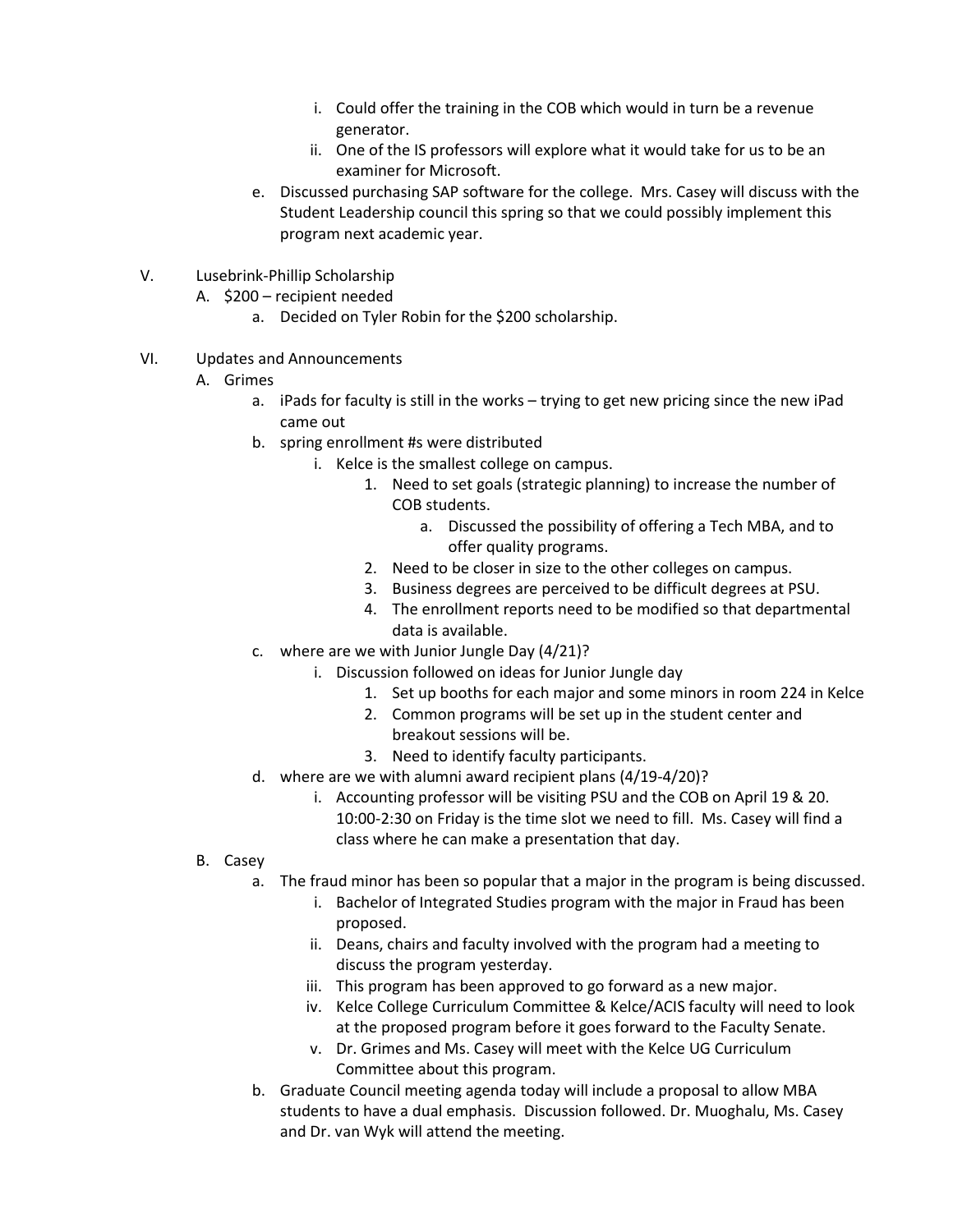i. Could offer the training in the COB which would in turn be a revenue generator.
ii. One of the IS professors will explore what it would take for us to be an examiner for Microsoft.

e. Discussed purchasing SAP software for the college. Mrs. Casey will discuss with the Student Leadership council this spring so that we could possibly implement this program next academic year.

V. Lusebrink-Phillip Scholarship

A. $200 – recipient needed

a. Decided on Tyler Robin for the $200 scholarship.

VI. Updates and Announcements

A. Grimes

a. iPads for faculty is still in the works – trying to get new pricing since the new iPad came out

b. spring enrollment #s were distributed

i. Kelce is the smallest college on campus.

1. Need to set goals (strategic planning) to increase the number of COB students.

a. Discussed the possibility of offering a Tech MBA, and to offer quality programs.

2. Need to be closer in size to the other colleges on campus.
3. Business degrees are perceived to be difficult degrees at PSU.
4. The enrollment reports need to be modified so that departmental data is available.

c. where are we with Junior Jungle Day (4/21)?

i. Discussion followed on ideas for Junior Jungle day

1. Set up booths for each major and some minors in room 224 in Kelce
2. Common programs will be set up in the student center and breakout sessions will be.
3. Need to identify faculty participants.

d. where are we with alumni award recipient plans (4/19-4/20)?

i. Accounting professor will be visiting PSU and the COB on April 19 & 20. 10:00-2:30 on Friday is the time slot we need to fill. Ms. Casey will find a class where he can make a presentation that day.

B. Casey

a. The fraud minor has been so popular that a major in the program is being discussed.

i. Bachelor of Integrated Studies program with the major in Fraud has been proposed.
ii. Deans, chairs and faculty involved with the program had a meeting to discuss the program yesterday.
iii. This program has been approved to go forward as a new major.
iv. Kelce College Curriculum Committee & Kelce/ACIS faculty will need to look at the proposed program before it goes forward to the Faculty Senate.
v. Dr. Grimes and Ms. Casey will meet with the Kelce UG Curriculum Committee about this program.

b. Graduate Council meeting agenda today will include a proposal to allow MBA students to have a dual emphasis. Discussion followed. Dr. Muoghalu, Ms. Casey and Dr. van Wyk will attend the meeting.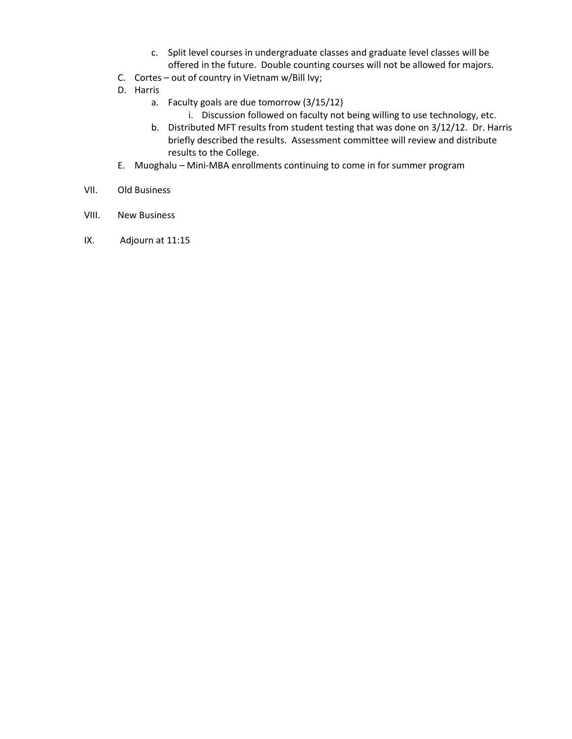c. Split level courses in undergraduate classes and graduate level classes will be offered in the future. Double counting courses will not be allowed for majors.

C. Cortes – out of country in Vietnam w/Bill Ivy;

D. Harris
   a. Faculty goals are due tomorrow (3/15/12)
      i. Discussion followed on faculty not being willing to use technology, etc.
   b. Distributed MFT results from student testing that was done on 3/12/12. Dr. Harris briefly described the results. Assessment committee will review and distribute results to the College.

E. Muoghalu – Mini-MBA enrollments continuing to come in for summer program

VII. Old Business

VIII. New Business

IX. Adjourn at 11:15